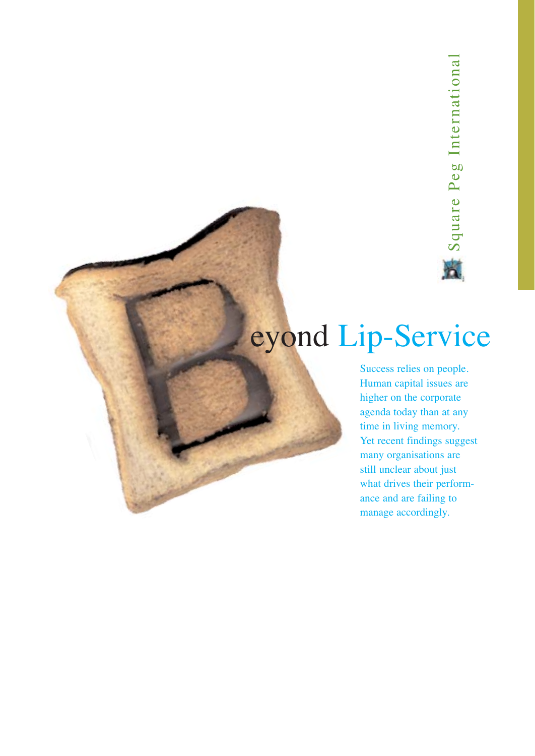Square Peg International

# Beyond Lip-Service

Success relies on people. Human capital issues are higher on the corporate agenda today than at any time in living memory. Yet recent findings suggest many organisations are still unclear about just what drives their performance and are failing to manage accordingly.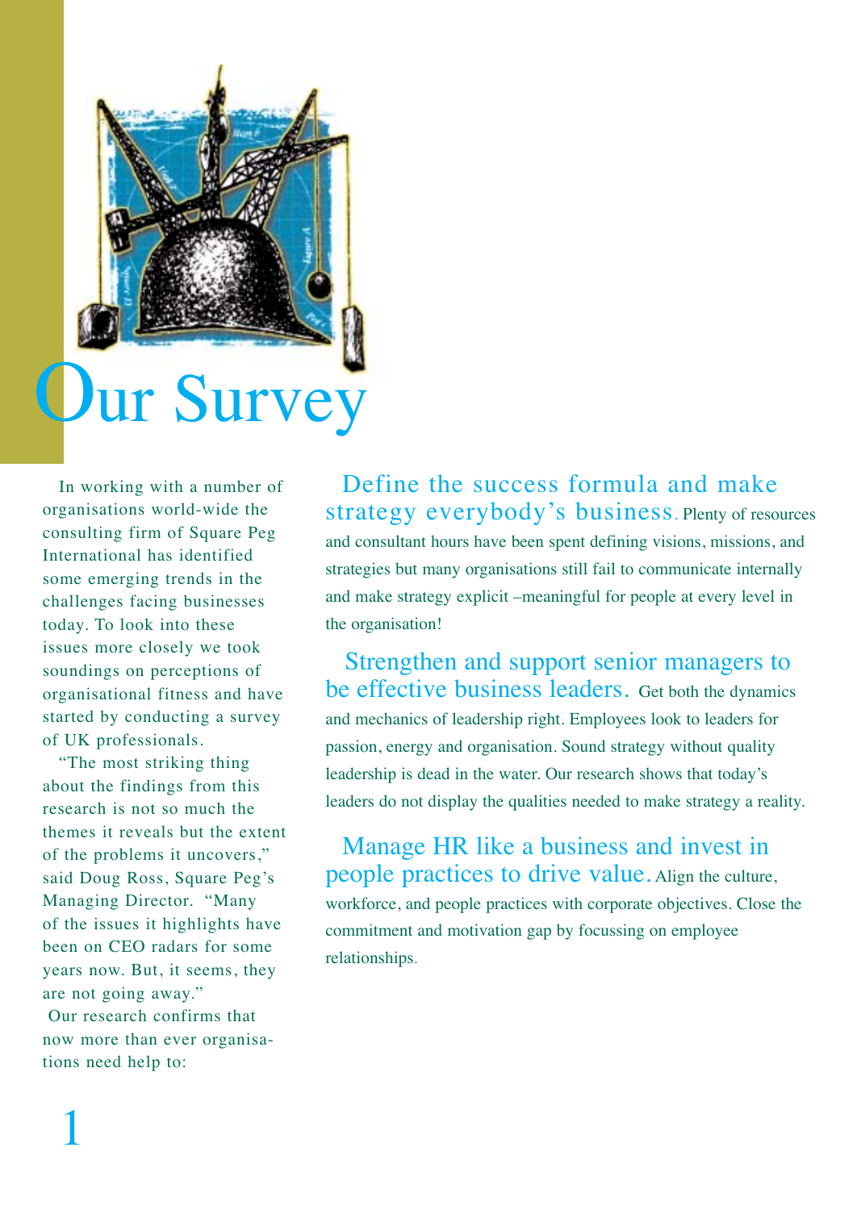# Our Survey

In working with a number of organisations world-wide the consulting firm of Square Peg International has identified some emerging trends in the challenges facing businesses today. To look into these issues more closely we took soundings on perceptions of organisational fitness and have started by conducting a survey of UK professionals.

"The most striking thing about the findings from this research is not so much the themes it reveals but the extent of the problems it uncovers," said Doug Ross, Square Peg's Managing Director. "Many of the issues it highlights have been on CEO radars for some years now. But, it seems, they are not going away."

Our research confirms that now more than ever organisations need help to:

**Define the success formula and make strategy everybody's business.** Plenty of resources and consultant hours have been spent defining visions, missions, and strategies but many organisations still fail to communicate internally and make strategy explicit –meaningful for people at every level in the organisation!

**Strengthen and support senior managers to be effective business leaders.** Get both the dynamics and mechanics of leadership right. Employees look to leaders for passion, energy and organisation. Sound strategy without quality leadership is dead in the water. Our research shows that today's leaders do not display the qualities needed to make strategy a reality.

**Manage HR like a business and invest in people practices to drive value.** Align the culture, workforce, and people practices with corporate objectives. Close the commitment and motivation gap by focussing on employee relationships.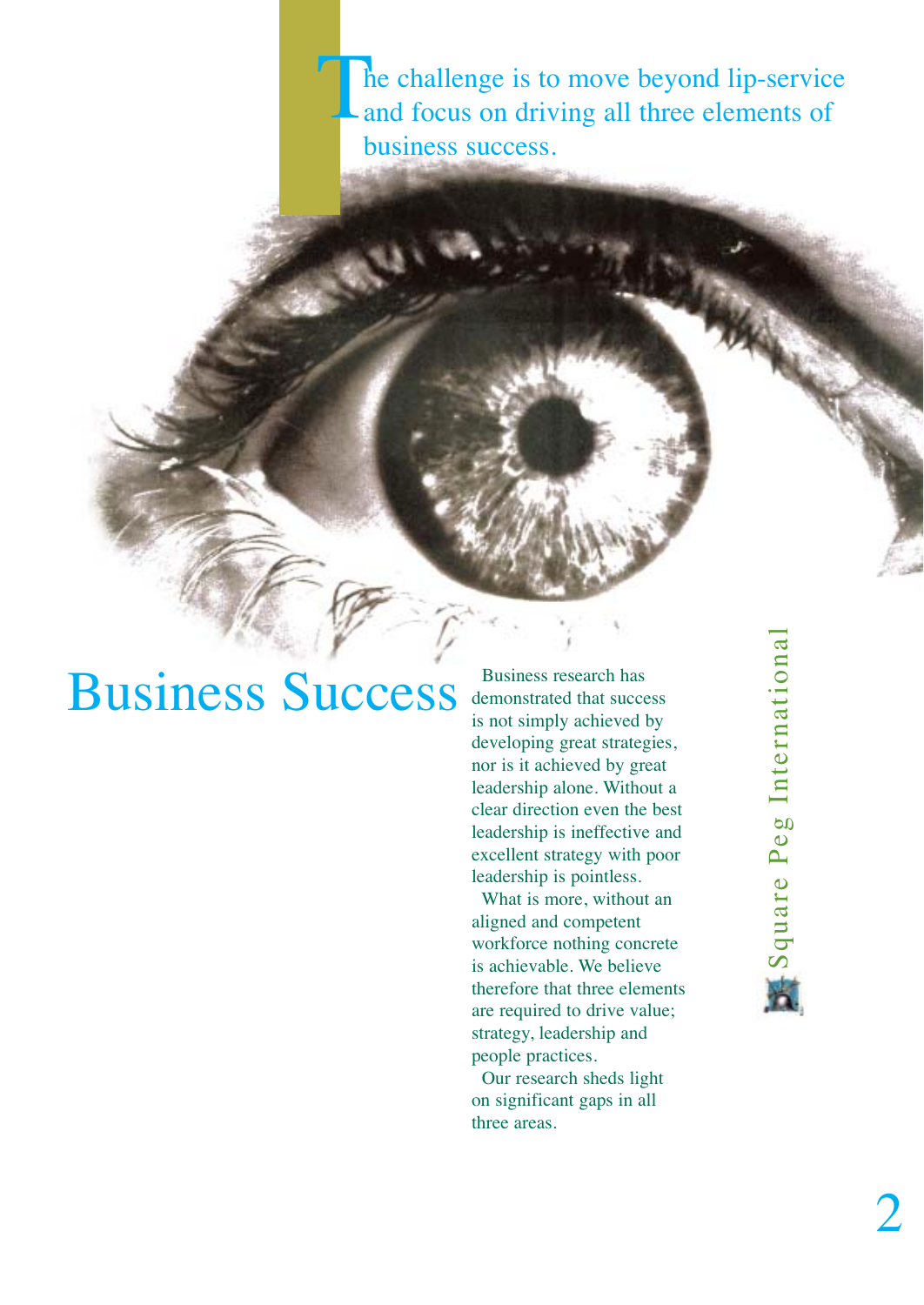The challenge is to move beyond lip-service and focus on driving all three elements of business success.

# Business Success

Business research has demonstrated that success is not simply achieved by developing great strategies, nor is it achieved by great leadership alone. Without a clear direction even the best leadership is ineffective and excellent strategy with poor leadership is pointless.

What is more, without an aligned and competent workforce nothing concrete is achievable. We believe therefore that three elements are required to drive value; strategy, leadership and people practices.

Our research sheds light on significant gaps in all three areas.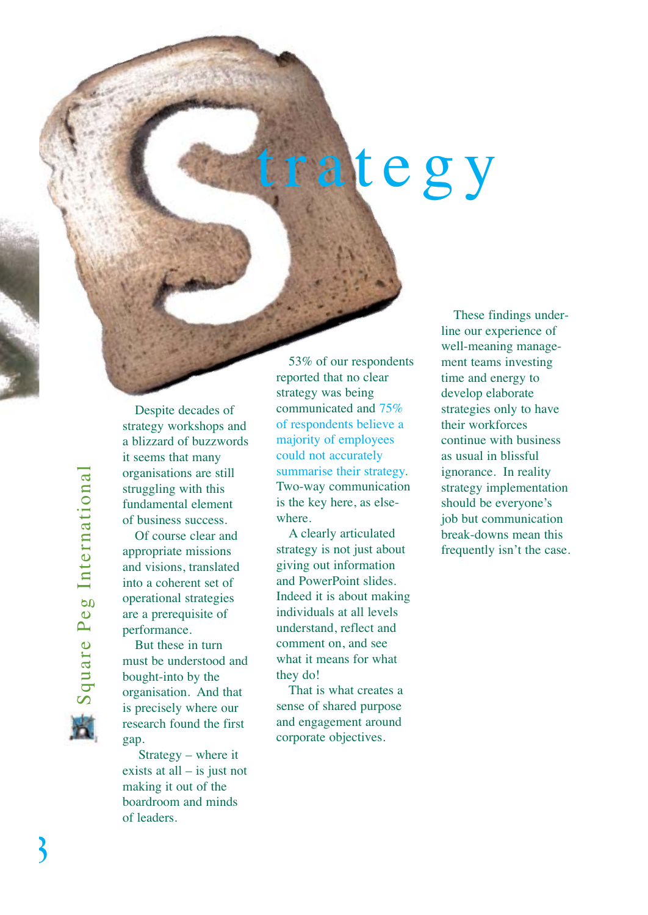# Strategy

Despite decades of strategy workshops and a blizzard of buzzwords it seems that many organisations are still struggling with this fundamental element of business success.

Of course clear and appropriate missions and visions, translated into a coherent set of operational strategies are a prerequisite of performance.

But these in turn must be understood and bought-into by the organisation. And that is precisely where our research found the first gap.

Strategy – where it exists at all – is just not making it out of the boardroom and minds of leaders.

53% of our respondents reported that no clear strategy was being communicated and 75% of respondents believe a majority of employees could not accurately summarise their strategy. Two-way communication is the key here, as elsewhere.

A clearly articulated strategy is not just about giving out information and PowerPoint slides. Indeed it is about making individuals at all levels understand, reflect and comment on, and see what it means for what they do!

That is what creates a sense of shared purpose and engagement around corporate objectives.

These findings underline our experience of well-meaning management teams investing time and energy to develop elaborate strategies only to have their workforces continue with business as usual in blissful ignorance. In reality strategy implementation should be everyone's job but communication break-downs mean this frequently isn't the case.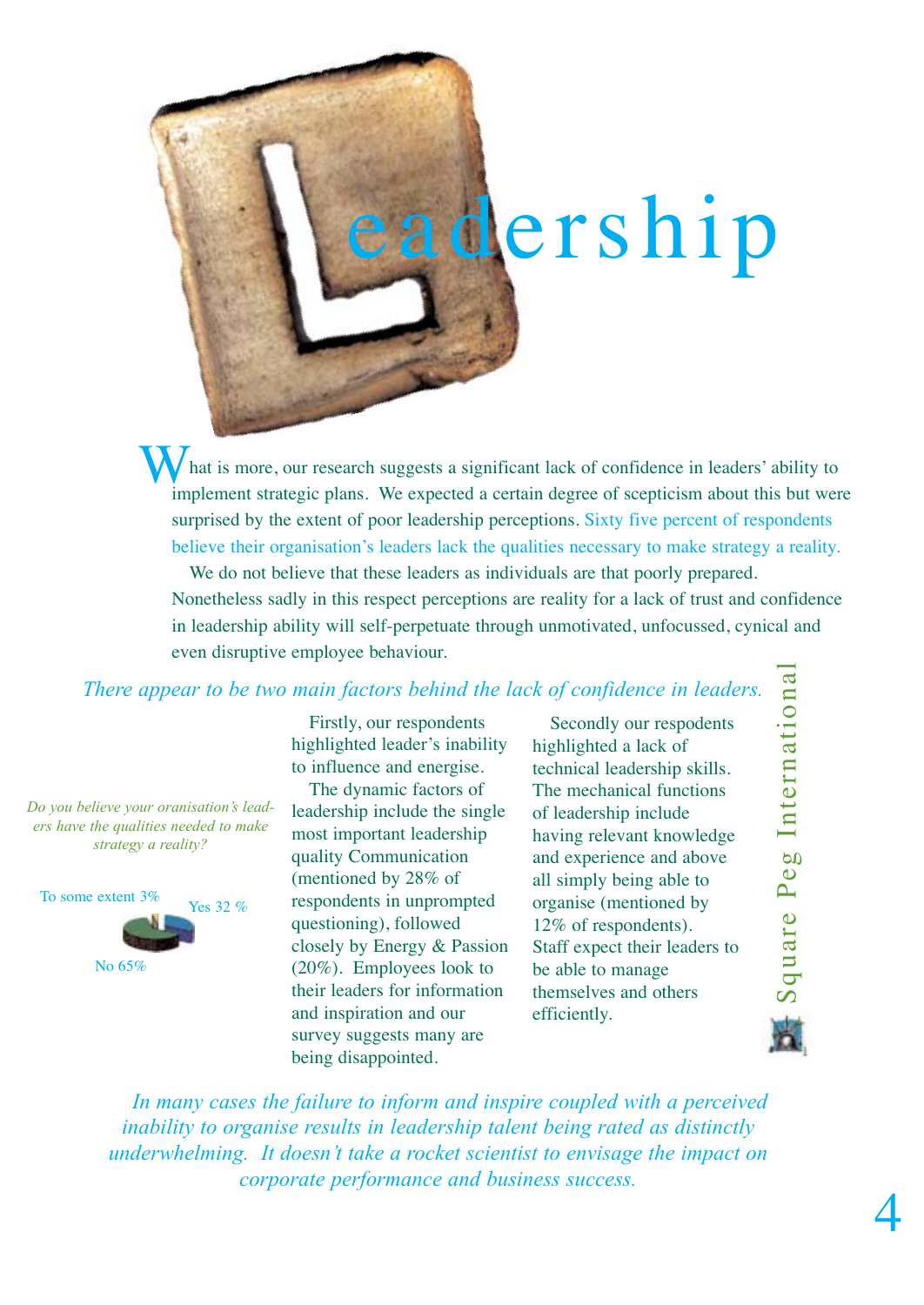# Leadership

What is more, our research suggests a significant lack of confidence in leaders' ability to implement strategic plans. We expected a certain degree of scepticism about this but were surprised by the extent of poor leadership perceptions. Sixty five percent of respondents believe their organisation's leaders lack the qualities necessary to make strategy a reality.

We do not believe that these leaders as individuals are that poorly prepared. Nonetheless sadly in this respect perceptions are reality for a lack of trust and confidence in leadership ability will self-perpetuate through unmotivated, unfocussed, cynical and even disruptive employee behaviour.

*There appear to be two main factors behind the lack of confidence in leaders.*

*Do you believe your oranisation's leaders have the qualities needed to make strategy a reality?*

To some extent 3%

Yes 32 %

No 65%

Firstly, our respondents highlighted leader's inability to influence and energise.

The dynamic factors of leadership include the single most important leadership quality Communication (mentioned by 28% of respondents in unprompted questioning), followed closely by Energy & Passion (20%). Employees look to their leaders for information and inspiration and our survey suggests many are being disappointed.

Secondly our respodents highlighted a lack of technical leadership skills. The mechanical functions of leadership include having relevant knowledge and experience and above all simply being able to organise (mentioned by 12% of respondents). Staff expect their leaders to be able to manage themselves and others efficiently.

*In many cases the failure to inform and inspire coupled with a perceived inability to organise results in leadership talent being rated as distinctly underwhelming. It doesn't take a rocket scientist to envisage the impact on corporate performance and business success.*

Square Peg International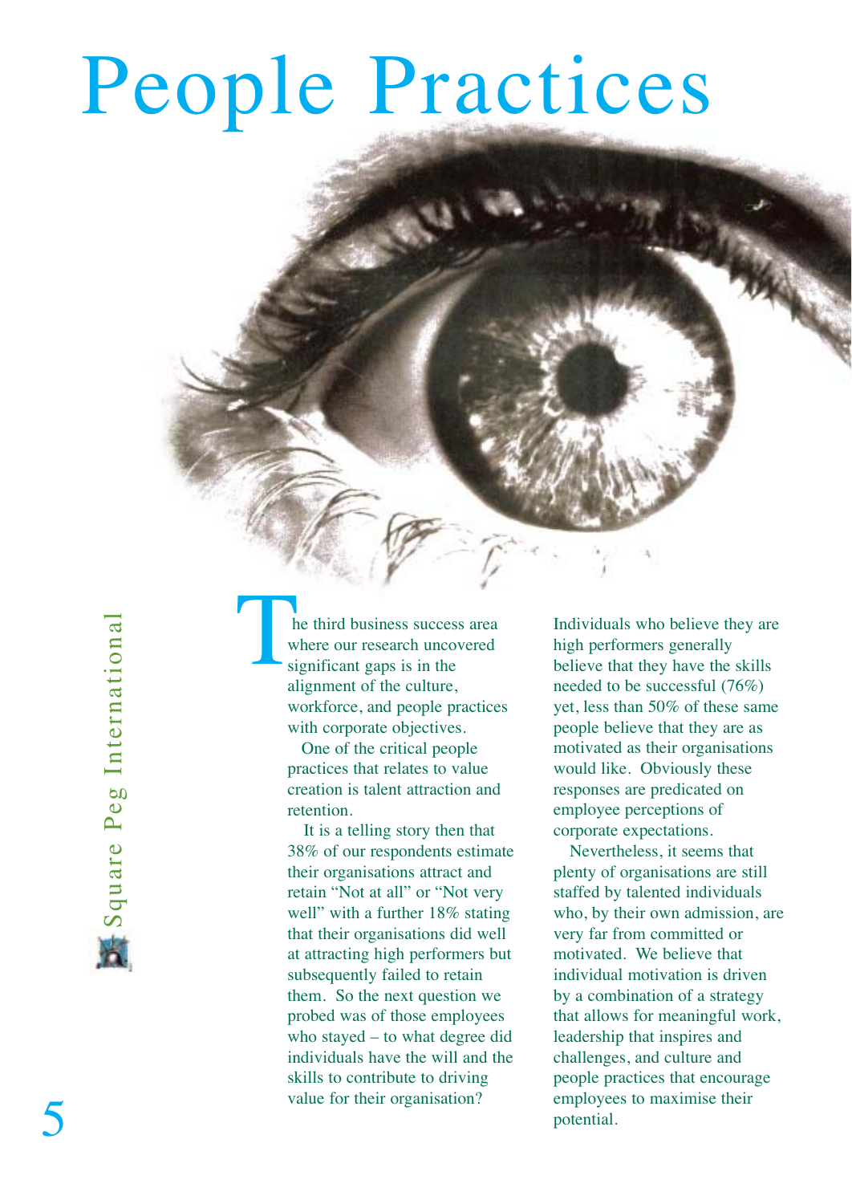# People Practices

The third business success area where our research uncovered significant gaps is in the alignment of the culture, workforce, and people practices with corporate objectives.

One of the critical people practices that relates to value creation is talent attraction and retention.

It is a telling story then that 38% of our respondents estimate their organisations attract and retain "Not at all" or "Not very well" with a further 18% stating that their organisations did well at attracting high performers but subsequently failed to retain them. So the next question we probed was of those employees who stayed – to what degree did individuals have the will and the skills to contribute to driving value for their organisation?

Individuals who believe they are high performers generally believe that they have the skills needed to be successful (76%) yet, less than 50% of these same people believe that they are as motivated as their organisations would like. Obviously these responses are predicated on employee perceptions of corporate expectations.

Nevertheless, it seems that plenty of organisations are still staffed by talented individuals who, by their own admission, are very far from committed or motivated. We believe that individual motivation is driven by a combination of a strategy that allows for meaningful work, leadership that inspires and challenges, and culture and people practices that encourage employees to maximise their potential.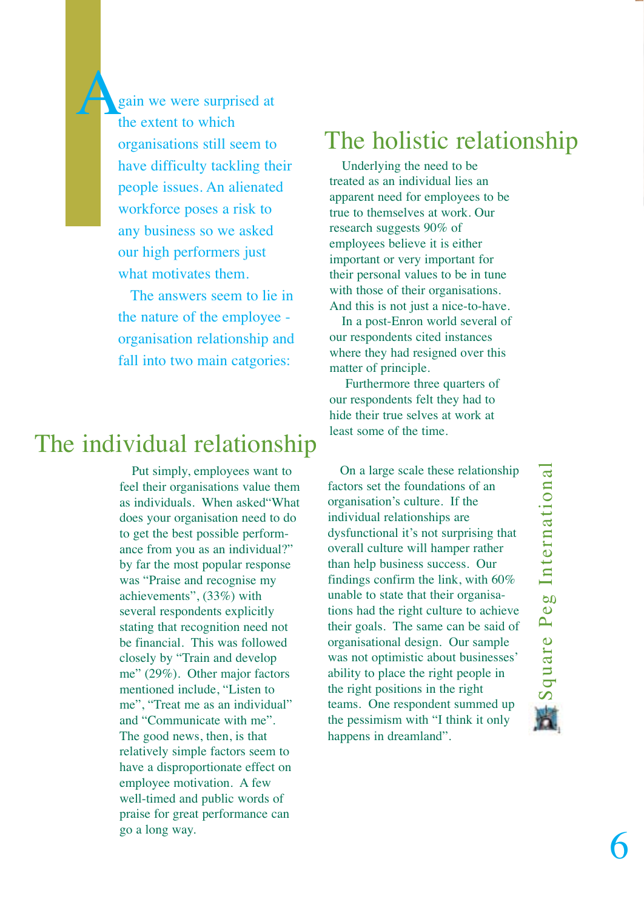Again we were surprised at the extent to which organisations still seem to have difficulty tackling their people issues. An alienated workforce poses a risk to any business so we asked our high performers just what motivates them.

The answers seem to lie in the nature of the employee - organisation relationship and fall into two main catgories:

## The individual relationship

Put simply, employees want to feel their organisations value them as individuals. When asked"What does your organisation need to do to get the best possible performance from you as an individual?" by far the most popular response was "Praise and recognise my achievements", (33%) with several respondents explicitly stating that recognition need not be financial. This was followed closely by "Train and develop me" (29%). Other major factors mentioned include, "Listen to me", "Treat me as an individual" and "Communicate with me". The good news, then, is that relatively simple factors seem to have a disproportionate effect on employee motivation. A few well-timed and public words of praise for great performance can go a long way.

## The holistic relationship

Underlying the need to be treated as an individual lies an apparent need for employees to be true to themselves at work. Our research suggests 90% of employees believe it is either important or very important for their personal values to be in tune with those of their organisations. And this is not just a nice-to-have.

In a post-Enron world several of our respondents cited instances where they had resigned over this matter of principle.

Furthermore three quarters of our respondents felt they had to hide their true selves at work at least some of the time.

On a large scale these relationship factors set the foundations of an organisation's culture. If the individual relationships are dysfunctional it's not surprising that overall culture will hamper rather than help business success. Our findings confirm the link, with 60% unable to state that their organisations had the right culture to achieve their goals. The same can be said of organisational design. Our sample was not optimistic about businesses' ability to place the right people in the right positions in the right teams. One respondent summed up the pessimism with "I think it only happens in dreamland".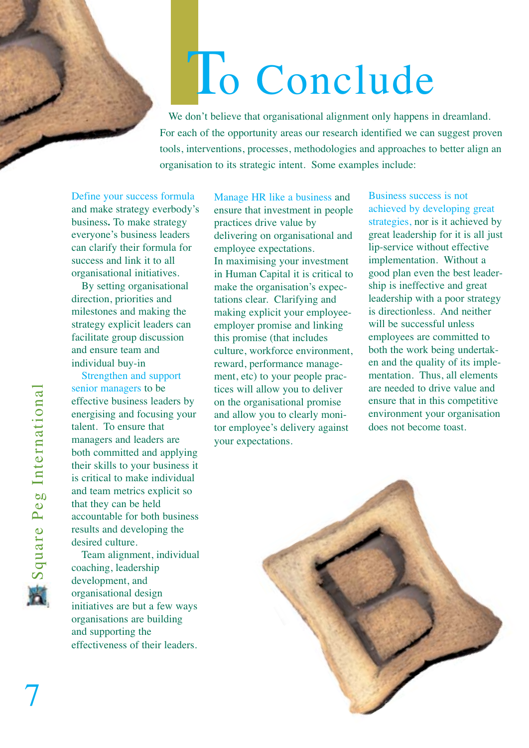# To Conclude

We don't believe that organisational alignment only happens in dreamland. For each of the opportunity areas our research identified we can suggest proven tools, interventions, processes, methodologies and approaches to better align an organisation to its strategic intent. Some examples include:

Define your success formula and make strategy everbody's business**.** To make strategy everyone's business leaders can clarify their formula for success and link it to all organisational initiatives.

By setting organisational direction, priorities and milestones and making the strategy explicit leaders can facilitate group discussion and ensure team and individual buy-in

Strengthen and support senior managers to be effective business leaders by energising and focusing your talent. To ensure that managers and leaders are both committed and applying their skills to your business it is critical to make individual and team metrics explicit so that they can be held accountable for both business results and developing the desired culture.

Team alignment, individual coaching, leadership development, and organisational design initiatives are but a few ways organisations are building and supporting the effectiveness of their leaders.

Manage HR like a business and ensure that investment in people practices drive value by delivering on organisational and employee expectations.
In maximising your investment in Human Capital it is critical to make the organisation's expectations clear. Clarifying and making explicit your employee-employer promise and linking this promise (that includes culture, workforce environment, reward, performance management, etc) to your people practices will allow you to deliver on the organisational promise and allow you to clearly monitor employee's delivery against your expectations.

Business success is not achieved by developing great strategies, nor is it achieved by great leadership for it is all just lip-service without effective implementation. Without a good plan even the best leadership is ineffective and great leadership with a poor strategy is directionless. And neither will be successful unless employees are committed to both the work being undertaken and the quality of its implementation. Thus, all elements are needed to drive value and ensure that in this competitive environment your organisation does not become toast.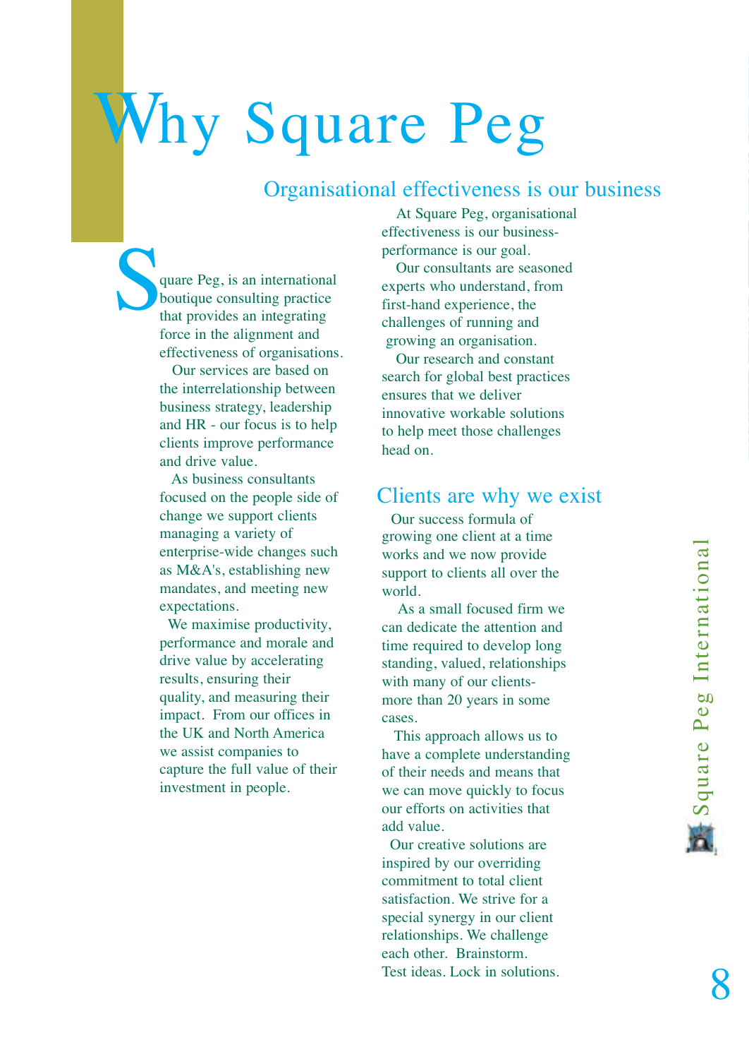# Why Square Peg

Square Peg, is an international boutique consulting practice that provides an integrating force in the alignment and effectiveness of organisations.

Our services are based on the interrelationship between business strategy, leadership and HR - our focus is to help clients improve performance and drive value.

As business consultants focused on the people side of change we support clients managing a variety of enterprise-wide changes such as M&A's, establishing new mandates, and meeting new expectations.

We maximise productivity, performance and morale and drive value by accelerating results, ensuring their quality, and measuring their impact. From our offices in the UK and North America we assist companies to capture the full value of their investment in people.

## Organisational effectiveness is our business

At Square Peg, organisational effectiveness is our business- performance is our goal.

Our consultants are seasoned experts who understand, from first-hand experience, the challenges of running and growing an organisation.

Our research and constant search for global best practices ensures that we deliver innovative workable solutions to help meet those challenges head on.

## Clients are why we exist

Our success formula of growing one client at a time works and we now provide support to clients all over the world.

As a small focused firm we can dedicate the attention and time required to develop long standing, valued, relationships with many of our clients- more than 20 years in some cases.

This approach allows us to have a complete understanding of their needs and means that we can move quickly to focus our efforts on activities that add value.

Our creative solutions are inspired by our overriding commitment to total client satisfaction. We strive for a special synergy in our client relationships. We challenge each other. Brainstorm. Test ideas. Lock in solutions.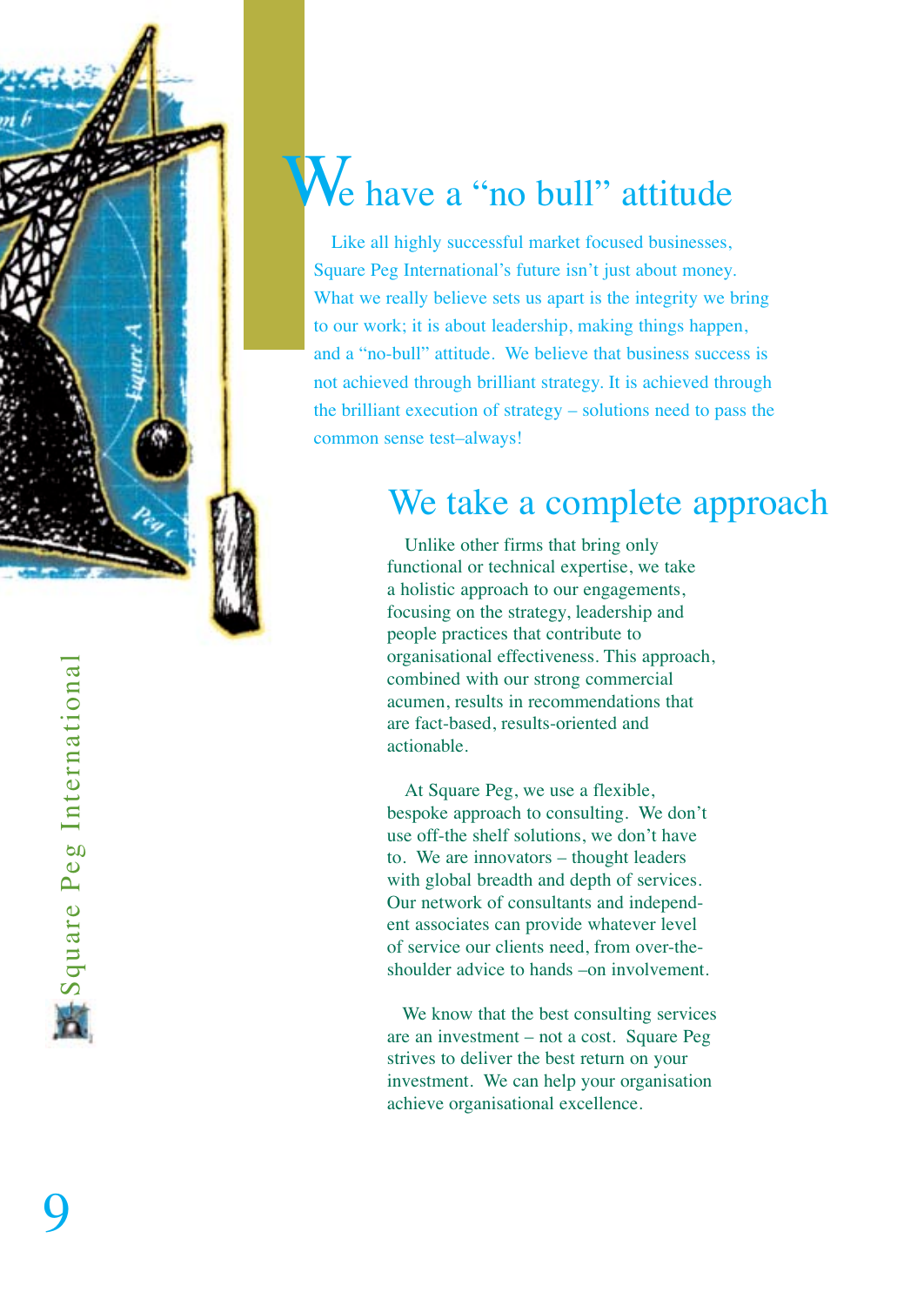## We have a "no bull" attitude

Like all highly successful market focused businesses, Square Peg International's future isn't just about money. What we really believe sets us apart is the integrity we bring to our work; it is about leadership, making things happen, and a "no-bull" attitude. We believe that business success is not achieved through brilliant strategy. It is achieved through the brilliant execution of strategy – solutions need to pass the common sense test–always!

## We take a complete approach

Unlike other firms that bring only functional or technical expertise, we take a holistic approach to our engagements, focusing on the strategy, leadership and people practices that contribute to organisational effectiveness. This approach, combined with our strong commercial acumen, results in recommendations that are fact-based, results-oriented and actionable.

At Square Peg, we use a flexible, bespoke approach to consulting. We don't use off-the shelf solutions, we don't have to. We are innovators – thought leaders with global breadth and depth of services. Our network of consultants and independent associates can provide whatever level of service our clients need, from over-the-shoulder advice to hands –on involvement.

We know that the best consulting services are an investment – not a cost. Square Peg strives to deliver the best return on your investment. We can help your organisation achieve organisational excellence.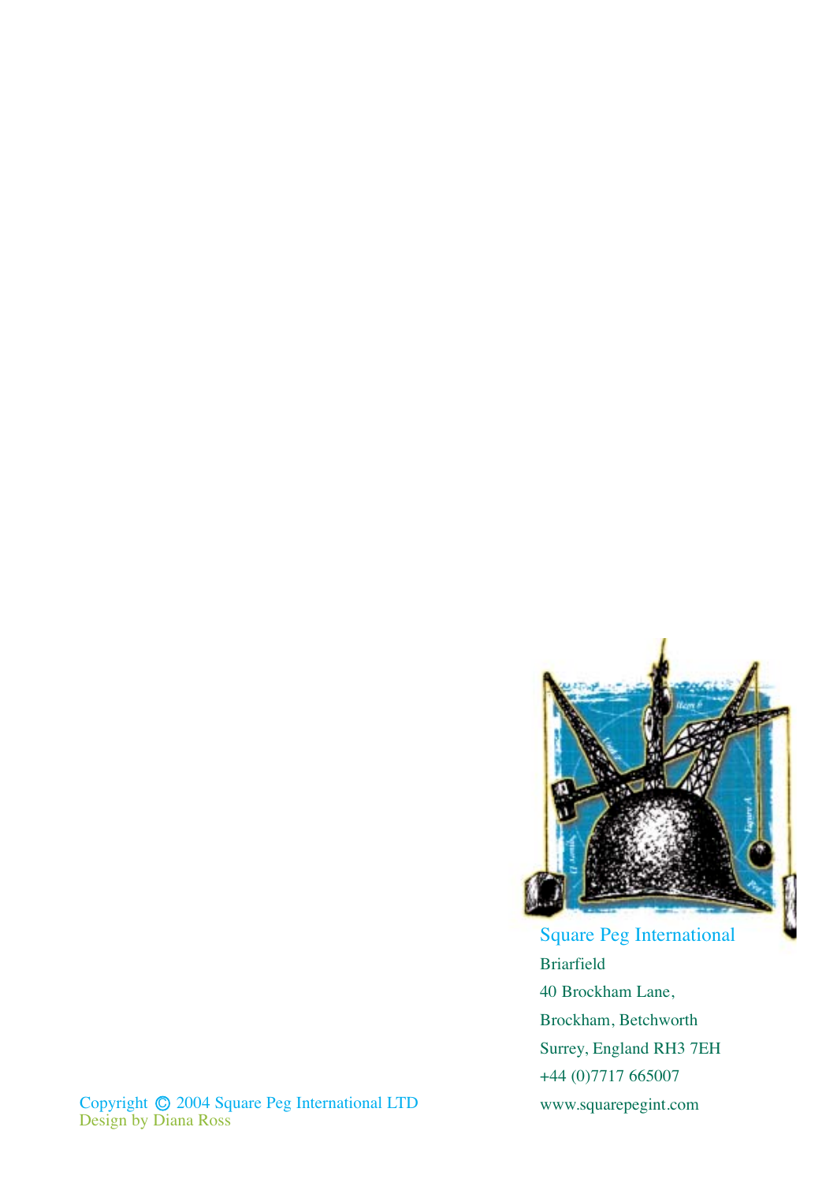Square Peg International

Briarfield

40 Brockham Lane,

Brockham, Betchworth

Surrey, England RH3 7EH

+44 (0)7717 665007

www.squarepegint.com

Copyright © 2004 Square Peg International LTD

Design by Diana Ross